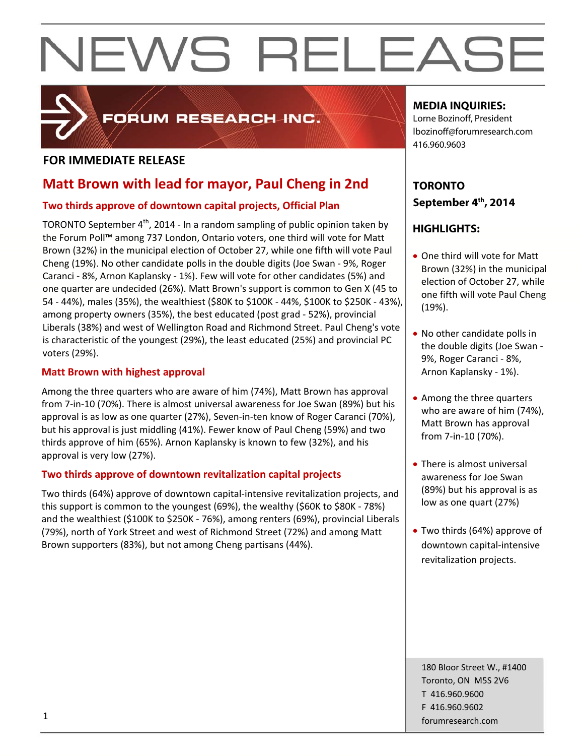# NEWS RELEASE

FORUM RESEARCH INC.

**FOR IMMEDIATE RELEASE**

## Matt Brown with lead for mayor, Paul Cheng in 2nd

### Two thirds approve of downtown capital projects, Official Plan

TORONTO September 4th, 2014 - In a random sampling of public opinion taken by the Forum Poll™ among 737 London, Ontario voters, one third will vote for Matt Brown (32%) in the municipal election of October 27, while one fifth will vote Paul Cheng (19%). No other candidate polls in the double digits (Joe Swan - 9%, Roger Caranci - 8%, Arnon Kaplansky - 1%). Few will vote for other candidates (5%) and one quarter are undecided (26%). Matt Brown's support is common to Gen X (45 to 54 - 44%), males (35%), the wealthiest ($80K to $100K - 44%, $100K to $250K - 43%), among property owners (35%), the best educated (post grad - 52%), provincial Liberals (38%) and west of Wellington Road and Richmond Street. Paul Cheng's vote is characteristic of the youngest (29%), the least educated (25%) and provincial PC voters (29%).

### Matt Brown with highest approval

Among the three quarters who are aware of him (74%), Matt Brown has approval from 7-in-10 (70%). There is almost universal awareness for Joe Swan (89%) but his approval is as low as one quarter (27%), Seven-in-ten know of Roger Caranci (70%), but his approval is just middling (41%). Fewer know of Paul Cheng (59%) and two thirds approve of him (65%). Arnon Kaplansky is known to few (32%), and his approval is very low (27%).

### Two thirds approve of downtown revitalization capital projects

Two thirds (64%) approve of downtown capital-intensive revitalization projects, and this support is common to the youngest (69%), the wealthy ($60K to $80K - 78%) and the wealthiest ($100K to $250K - 76%), among renters (69%), provincial Liberals (79%), north of York Street and west of Richmond Street (72%) and among Matt Brown supporters (83%), but not among Cheng partisans (44%).

**MEDIA INQUIRIES:**
Lorne Bozinoff, President
lbozinoff@forumresearch.com
416.960.9603

**TORONTO**
**September 4th, 2014**

**HIGHLIGHTS:**

- One third will vote for Matt Brown (32%) in the municipal election of October 27, while one fifth will vote Paul Cheng (19%).
- No other candidate polls in the double digits (Joe Swan - 9%, Roger Caranci - 8%, Arnon Kaplansky - 1%).
- Among the three quarters who are aware of him (74%), Matt Brown has approval from 7-in-10 (70%).
- There is almost universal awareness for Joe Swan (89%) but his approval is as low as one quart (27%)
- Two thirds (64%) approve of downtown capital-intensive revitalization projects.

180 Bloor Street W., #1400
Toronto, ON M5S 2V6
T 416.960.9600
F 416.960.9602
forumresearch.com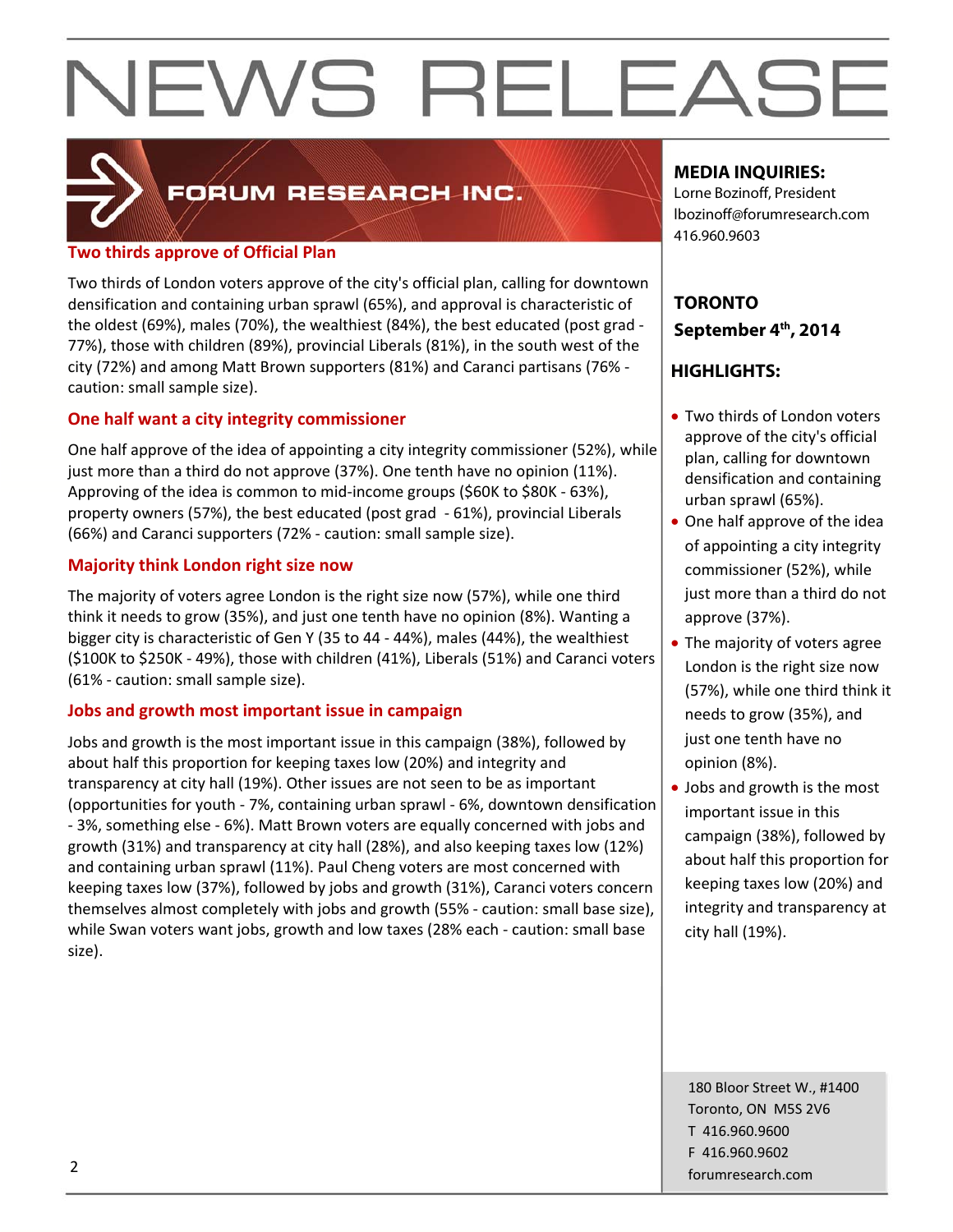# NEWS RELEASE

**FORUM RESEARCH INC.**

## Two thirds approve of Official Plan

Two thirds of London voters approve of the city's official plan, calling for downtown densification and containing urban sprawl (65%), and approval is characteristic of the oldest (69%), males (70%), the wealthiest (84%), the best educated (post grad - 77%), those with children (89%), provincial Liberals (81%), in the south west of the city (72%) and among Matt Brown supporters (81%) and Caranci partisans (76% - caution: small sample size).

## One half want a city integrity commissioner

One half approve of the idea of appointing a city integrity commissioner (52%), while just more than a third do not approve (37%). One tenth have no opinion (11%). Approving of the idea is common to mid-income groups ($60K to $80K - 63%), property owners (57%), the best educated (post grad - 61%), provincial Liberals (66%) and Caranci supporters (72% - caution: small sample size).

## Majority think London right size now

The majority of voters agree London is the right size now (57%), while one third think it needs to grow (35%), and just one tenth have no opinion (8%). Wanting a bigger city is characteristic of Gen Y (35 to 44 - 44%), males (44%), the wealthiest ($100K to $250K - 49%), those with children (41%), Liberals (51%) and Caranci voters (61% - caution: small sample size).

## Jobs and growth most important issue in campaign

Jobs and growth is the most important issue in this campaign (38%), followed by about half this proportion for keeping taxes low (20%) and integrity and transparency at city hall (19%). Other issues are not seen to be as important (opportunities for youth - 7%, containing urban sprawl - 6%, downtown densification - 3%, something else - 6%). Matt Brown voters are equally concerned with jobs and growth (31%) and transparency at city hall (28%), and also keeping taxes low (12%) and containing urban sprawl (11%). Paul Cheng voters are most concerned with keeping taxes low (37%), followed by jobs and growth (31%), Caranci voters concern themselves almost completely with jobs and growth (55% - caution: small base size), while Swan voters want jobs, growth and low taxes (28% each - caution: small base size).

**MEDIA INQUIRIES:**

Lorne Bozinoff, President
lbozinoff@forumresearch.com
416.960.9603

**TORONTO**
**September 4th, 2014**

**HIGHLIGHTS:**

- Two thirds of London voters approve of the city's official plan, calling for downtown densification and containing urban sprawl (65%).
- One half approve of the idea of appointing a city integrity commissioner (52%), while just more than a third do not approve (37%).
- The majority of voters agree London is the right size now (57%), while one third think it needs to grow (35%), and just one tenth have no opinion (8%).
- Jobs and growth is the most important issue in this campaign (38%), followed by about half this proportion for keeping taxes low (20%) and integrity and transparency at city hall (19%).

180 Bloor Street W., #1400
Toronto, ON M5S 2V6
T 416.960.9600
F 416.960.9602
forumresearch.com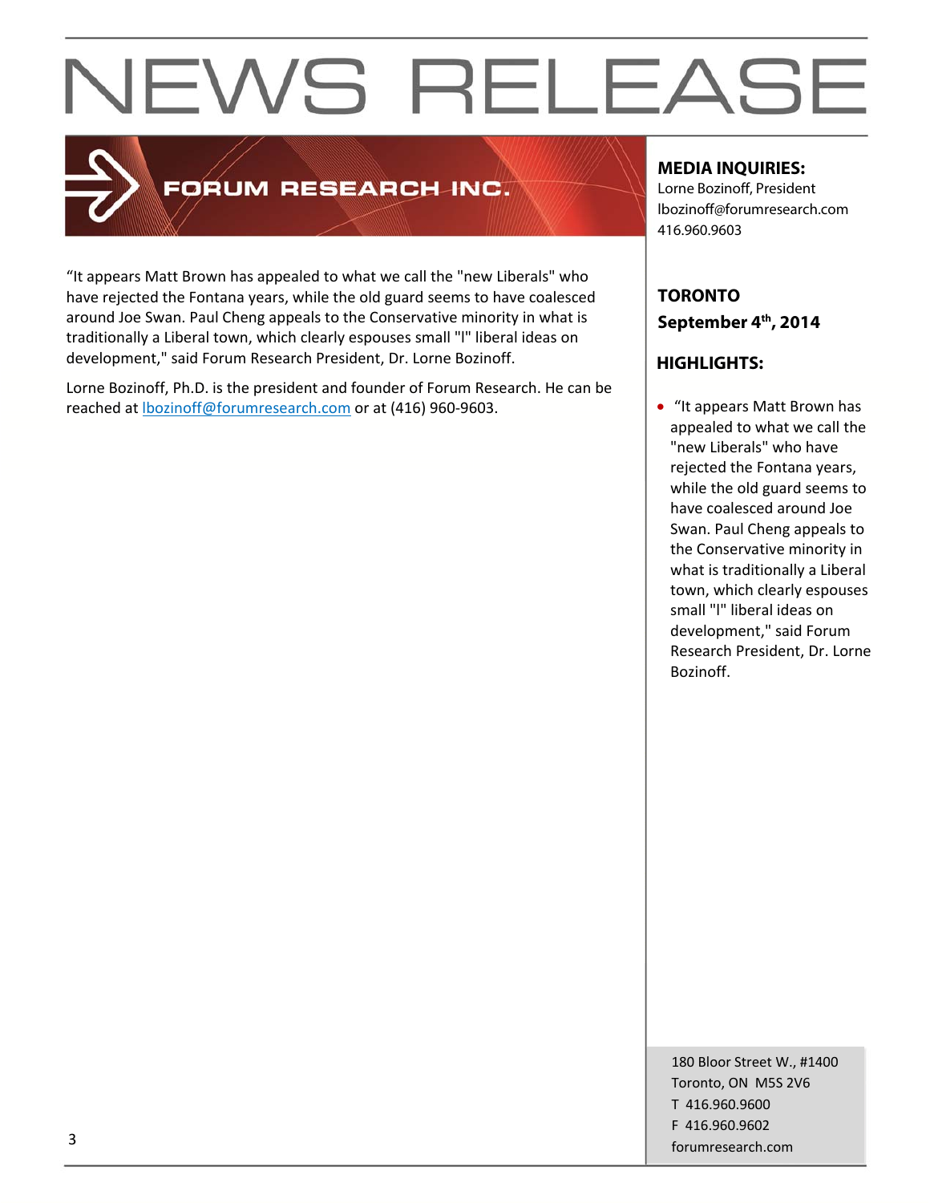# NEWS RELEASE

FORUM RESEARCH INC.

"It appears Matt Brown has appealed to what we call the "new Liberals" who have rejected the Fontana years, while the old guard seems to have coalesced around Joe Swan. Paul Cheng appeals to the Conservative minority in what is traditionally a Liberal town, which clearly espouses small "l" liberal ideas on development," said Forum Research President, Dr. Lorne Bozinoff.

Lorne Bozinoff, Ph.D. is the president and founder of Forum Research. He can be reached at lbozinoff@forumresearch.com or at (416) 960-9603.

**MEDIA INQUIRIES:**
Lorne Bozinoff, President
lbozinoff@forumresearch.com
416.960.9603

**TORONTO**
**September 4th, 2014**

**HIGHLIGHTS:**

- "It appears Matt Brown has appealed to what we call the "new Liberals" who have rejected the Fontana years, while the old guard seems to have coalesced around Joe Swan. Paul Cheng appeals to the Conservative minority in what is traditionally a Liberal town, which clearly espouses small "l" liberal ideas on development," said Forum Research President, Dr. Lorne Bozinoff.

180 Bloor Street W., #1400
Toronto, ON M5S 2V6
T 416.960.9600
F 416.960.9602
forumresearch.com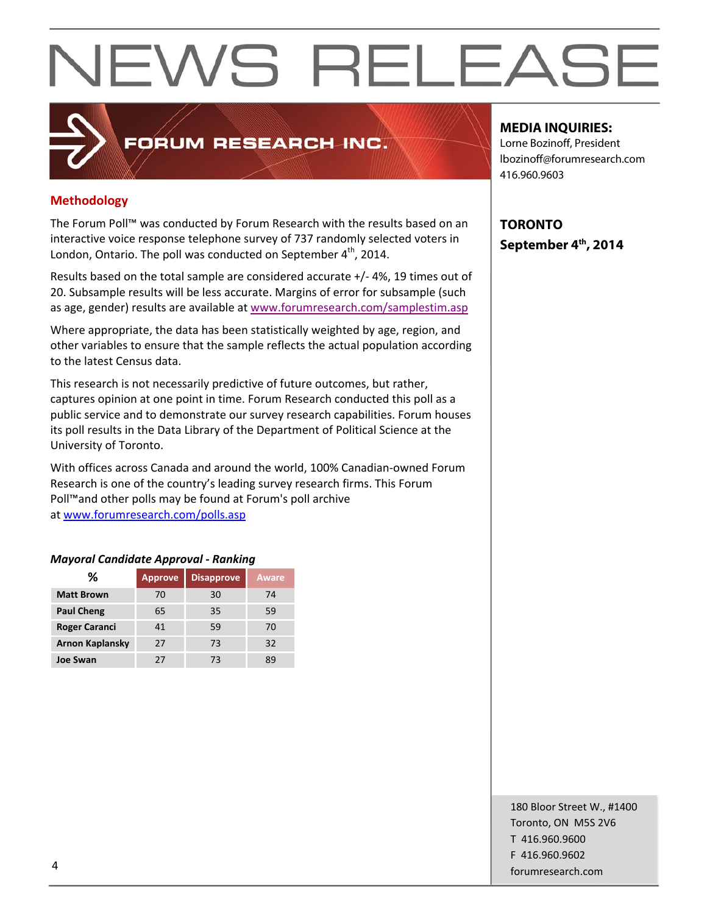# NEWS RELEASE

**FORUM RESEARCH INC.**

**MEDIA INQUIRIES:**
Lorne Bozinoff, President
lbozinoff@forumresearch.com
416.960.9603

**TORONTO**
**September 4th, 2014**

## Methodology

The Forum Poll™ was conducted by Forum Research with the results based on an interactive voice response telephone survey of 737 randomly selected voters in London, Ontario. The poll was conducted on September 4th, 2014.

Results based on the total sample are considered accurate +/- 4%, 19 times out of 20. Subsample results will be less accurate. Margins of error for subsample (such as age, gender) results are available at www.forumresearch.com/samplestim.asp

Where appropriate, the data has been statistically weighted by age, region, and other variables to ensure that the sample reflects the actual population according to the latest Census data.

This research is not necessarily predictive of future outcomes, but rather, captures opinion at one point in time. Forum Research conducted this poll as a public service and to demonstrate our survey research capabilities. Forum houses its poll results in the Data Library of the Department of Political Science at the University of Toronto.

With offices across Canada and around the world, 100% Canadian-owned Forum Research is one of the country's leading survey research firms. This Forum Poll™and other polls may be found at Forum's poll archive at www.forumresearch.com/polls.asp

***Mayoral Candidate Approval - Ranking***

| % | Approve | Disapprove | Aware |
|---|---|---|---|
| **Matt Brown** | 70 | 30 | 74 |
| **Paul Cheng** | 65 | 35 | 59 |
| **Roger Caranci** | 41 | 59 | 70 |
| **Arnon Kaplansky** | 27 | 73 | 32 |
| **Joe Swan** | 27 | 73 | 89 |

180 Bloor Street W., #1400
Toronto, ON M5S 2V6
T 416.960.9600
F 416.960.9602
forumresearch.com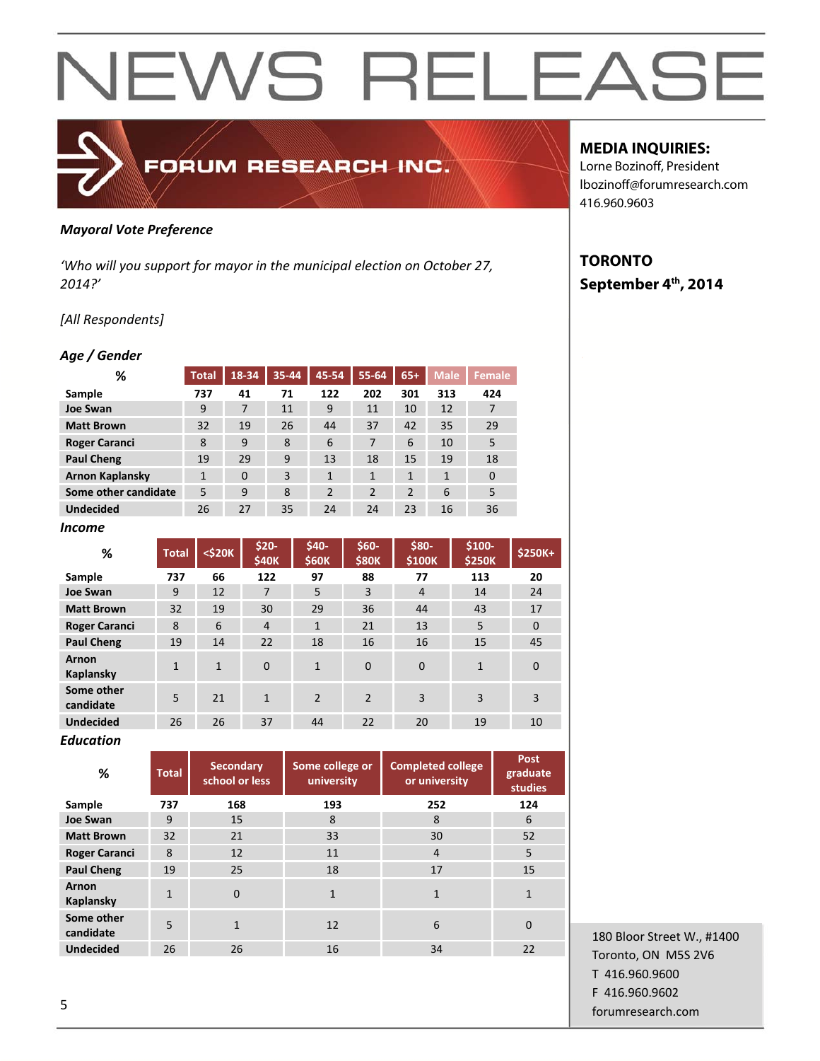# NEWS RELEASE

**FORUM RESEARCH INC.**

**MEDIA INQUIRIES:**
Lorne Bozinoff, President
lbozinoff@forumresearch.com
416.960.9603

**TORONTO**
**September 4th, 2014**

***Mayoral Vote Preference***

*'Who will you support for mayor in the municipal election on October 27, 2014?'*

*[All Respondents]*

***Age / Gender***

| % | Total | 18-34 | 35-44 | 45-54 | 55-64 | 65+ | Male | Female |
|---|---|---|---|---|---|---|---|---|
| Sample | 737 | 41 | 71 | 122 | 202 | 301 | 313 | 424 |
| Joe Swan | 9 | 7 | 11 | 9 | 11 | 10 | 12 | 7 |
| Matt Brown | 32 | 19 | 26 | 44 | 37 | 42 | 35 | 29 |
| Roger Caranci | 8 | 9 | 8 | 6 | 7 | 6 | 10 | 5 |
| Paul Cheng | 19 | 29 | 9 | 13 | 18 | 15 | 19 | 18 |
| Arnon Kaplansky | 1 | 0 | 3 | 1 | 1 | 1 | 1 | 0 |
| Some other candidate | 5 | 9 | 8 | 2 | 2 | 2 | 6 | 5 |
| Undecided | 26 | 27 | 35 | 24 | 24 | 23 | 16 | 36 |

***Income***

| % | Total | <$20K | $20-$40K | $40-$60K | $60-$80K | $80-$100K | $100-$250K | $250K+ |
|---|---|---|---|---|---|---|---|---|
| Sample | 737 | 66 | 122 | 97 | 88 | 77 | 113 | 20 |
| Joe Swan | 9 | 12 | 7 | 5 | 3 | 4 | 14 | 24 |
| Matt Brown | 32 | 19 | 30 | 29 | 36 | 44 | 43 | 17 |
| Roger Caranci | 8 | 6 | 4 | 1 | 21 | 13 | 5 | 0 |
| Paul Cheng | 19 | 14 | 22 | 18 | 16 | 16 | 15 | 45 |
| Arnon Kaplansky | 1 | 1 | 0 | 1 | 0 | 0 | 1 | 0 |
| Some other candidate | 5 | 21 | 1 | 2 | 2 | 3 | 3 | 3 |
| Undecided | 26 | 26 | 37 | 44 | 22 | 20 | 19 | 10 |

***Education***

| % | Total | Secondary school or less | Some college or university | Completed college or university | Post graduate studies |
|---|---|---|---|---|---|
| Sample | 737 | 168 | 193 | 252 | 124 |
| Joe Swan | 9 | 15 | 8 | 8 | 6 |
| Matt Brown | 32 | 21 | 33 | 30 | 52 |
| Roger Caranci | 8 | 12 | 11 | 4 | 5 |
| Paul Cheng | 19 | 25 | 18 | 17 | 15 |
| Arnon Kaplansky | 1 | 0 | 1 | 1 | 1 |
| Some other candidate | 5 | 1 | 12 | 6 | 0 |
| Undecided | 26 | 26 | 16 | 34 | 22 |

180 Bloor Street W., #1400
Toronto, ON M5S 2V6
T 416.960.9600
F 416.960.9602
forumresearch.com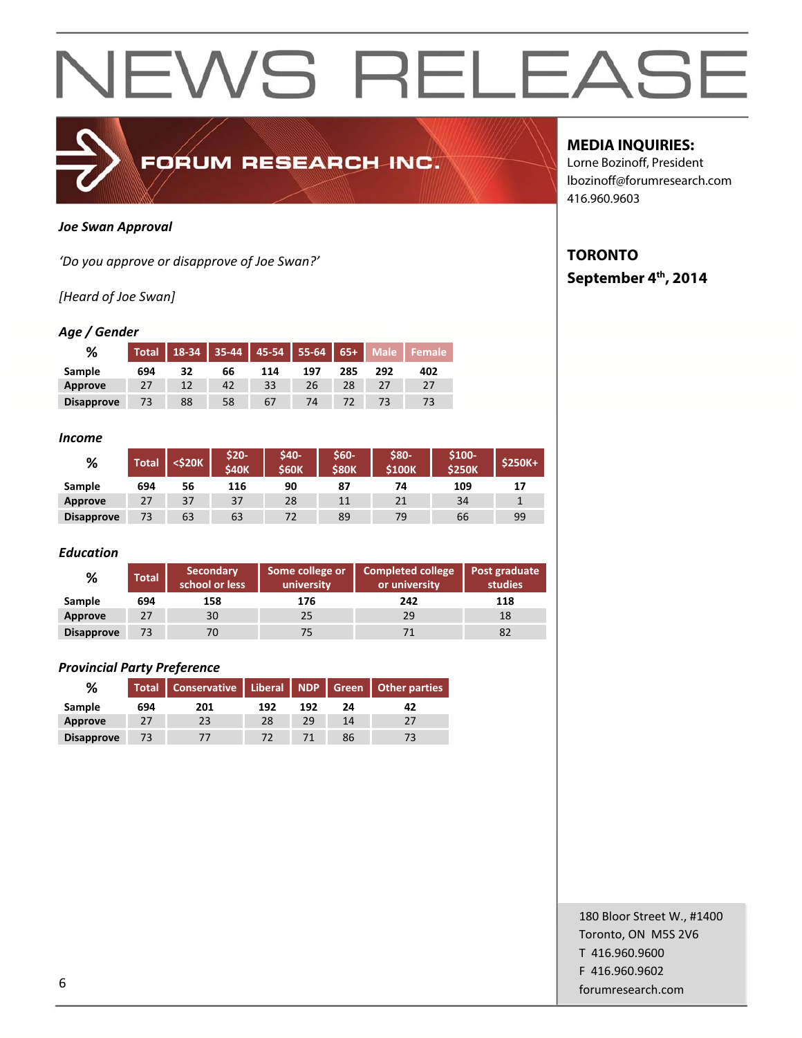# NEWS RELEASE

**FORUM RESEARCH INC.**

**MEDIA INQUIRIES:**
Lorne Bozinoff, President
lbozinoff@forumresearch.com
416.960.9603

**TORONTO**
**September 4th, 2014**

***Joe Swan Approval***

*'Do you approve or disapprove of Joe Swan?'*

*[Heard of Joe Swan]*

***Age / Gender***

| % | Total | 18-34 | 35-44 | 45-54 | 55-64 | 65+ | Male | Female |
|---|---|---|---|---|---|---|---|---|
| **Sample** | **694** | **32** | **66** | **114** | **197** | **285** | **292** | **402** |
| **Approve** | 27 | 12 | 42 | 33 | 26 | 28 | 27 | 27 |
| **Disapprove** | 73 | 88 | 58 | 67 | 74 | 72 | 73 | 73 |

***Income***

| % | Total | <$20K | $20-$40K | $40-$60K | $60-$80K | $80-$100K | $100-$250K | $250K+ |
|---|---|---|---|---|---|---|---|---|
| **Sample** | **694** | **56** | **116** | **90** | **87** | **74** | **109** | **17** |
| **Approve** | 27 | 37 | 37 | 28 | 11 | 21 | 34 | 1 |
| **Disapprove** | 73 | 63 | 63 | 72 | 89 | 79 | 66 | 99 |

***Education***

| % | Total | Secondary school or less | Some college or university | Completed college or university | Post graduate studies |
|---|---|---|---|---|---|
| **Sample** | **694** | **158** | **176** | **242** | **118** |
| **Approve** | 27 | 30 | 25 | 29 | 18 |
| **Disapprove** | 73 | 70 | 75 | 71 | 82 |

***Provincial Party Preference***

| % | Total | Conservative | Liberal | NDP | Green | Other parties |
|---|---|---|---|---|---|---|
| **Sample** | **694** | **201** | **192** | **192** | **24** | **42** |
| **Approve** | 27 | 23 | 28 | 29 | 14 | 27 |
| **Disapprove** | 73 | 77 | 72 | 71 | 86 | 73 |

180 Bloor Street W., #1400
Toronto, ON M5S 2V6
T 416.960.9600
F 416.960.9602
forumresearch.com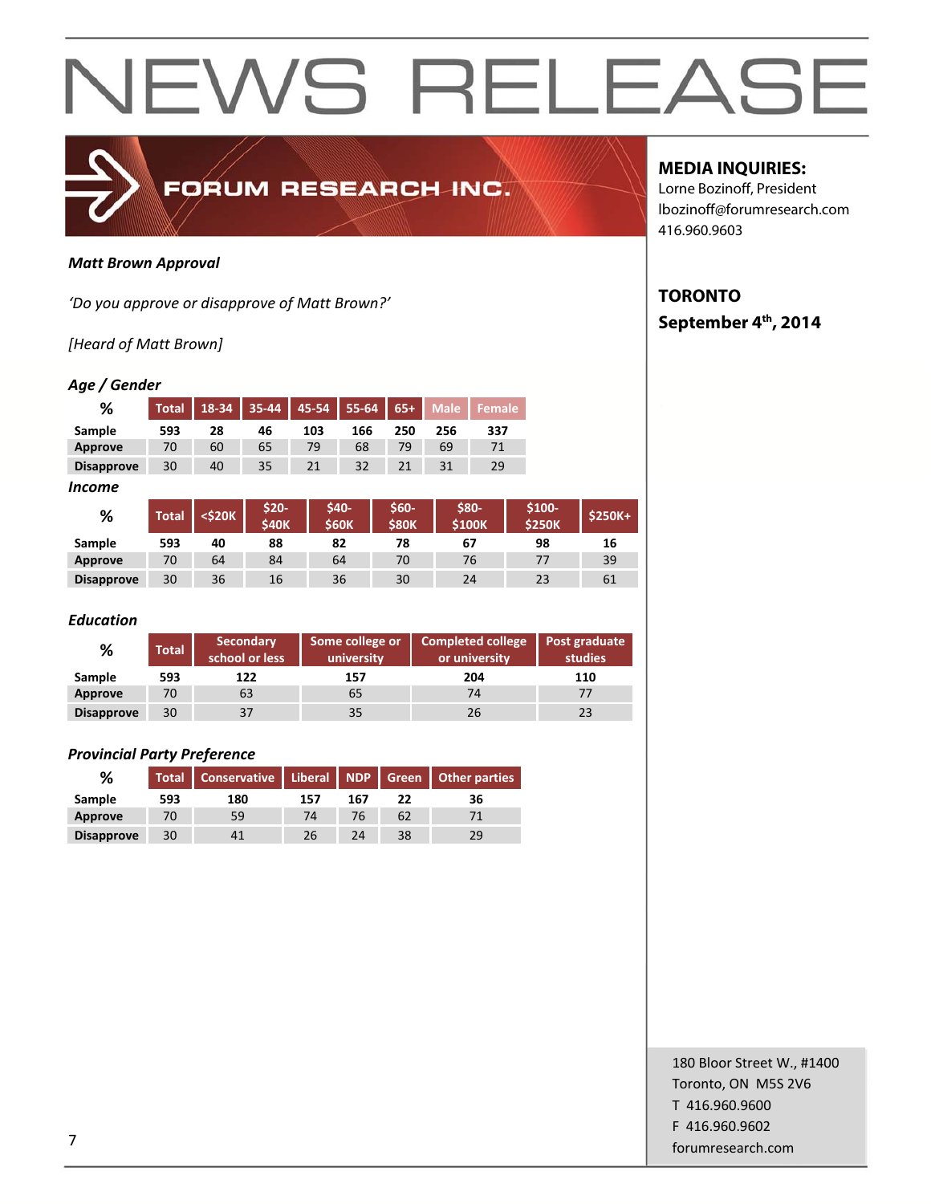# NEWS RELEASE

FORUM RESEARCH INC.

**MEDIA INQUIRIES:**
Lorne Bozinoff, President
lbozinoff@forumresearch.com
416.960.9603

**TORONTO**
**September 4th, 2014**

***Matt Brown Approval***

*'Do you approve or disapprove of Matt Brown?'*

*[Heard of Matt Brown]*

***Age / Gender***

| % | Total | 18-34 | 35-44 | 45-54 | 55-64 | 65+ | Male | Female |
|---|---|---|---|---|---|---|---|---|
| **Sample** | 593 | 28 | 46 | 103 | 166 | 250 | 256 | 337 |
| **Approve** | 70 | 60 | 65 | 79 | 68 | 79 | 69 | 71 |
| **Disapprove** | 30 | 40 | 35 | 21 | 32 | 21 | 31 | 29 |

***Income***

| % | Total | <$20K | $20-$40K | $40-$60K | $60-$80K | $80-$100K | $100-$250K | $250K+ |
|---|---|---|---|---|---|---|---|---|
| **Sample** | 593 | 40 | 88 | 82 | 78 | 67 | 98 | 16 |
| **Approve** | 70 | 64 | 84 | 64 | 70 | 76 | 77 | 39 |
| **Disapprove** | 30 | 36 | 16 | 36 | 30 | 24 | 23 | 61 |

***Education***

| % | Total | Secondary school or less | Some college or university | Completed college or university | Post graduate studies |
|---|---|---|---|---|---|
| **Sample** | 593 | 122 | 157 | 204 | 110 |
| **Approve** | 70 | 63 | 65 | 74 | 77 |
| **Disapprove** | 30 | 37 | 35 | 26 | 23 |

***Provincial Party Preference***

| % | Total | Conservative | Liberal | NDP | Green | Other parties |
|---|---|---|---|---|---|---|
| **Sample** | 593 | 180 | 157 | 167 | 22 | 36 |
| **Approve** | 70 | 59 | 74 | 76 | 62 | 71 |
| **Disapprove** | 30 | 41 | 26 | 24 | 38 | 29 |

180 Bloor Street W., #1400
Toronto, ON M5S 2V6
T 416.960.9600
F 416.960.9602
forumresearch.com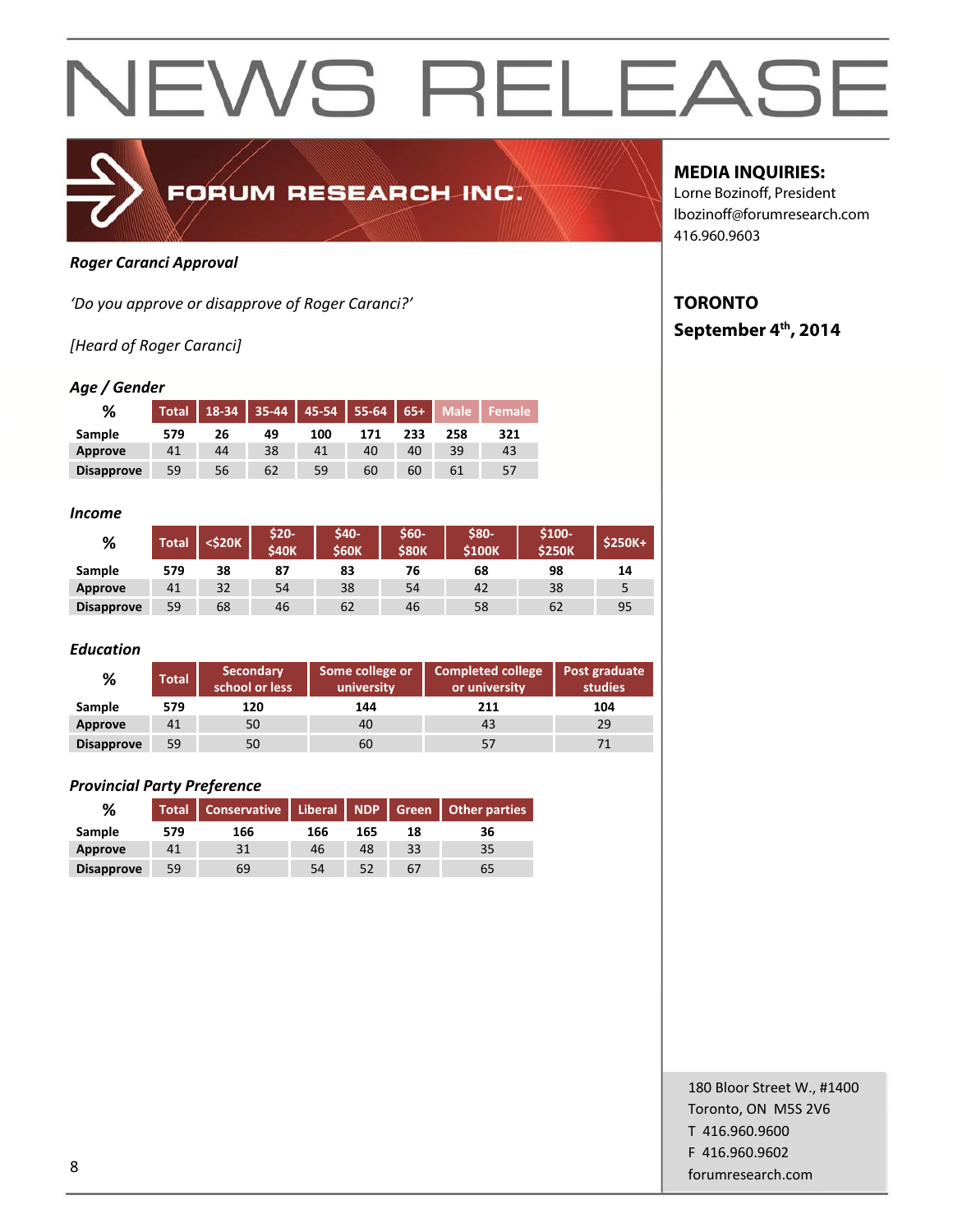# NEWS RELEASE

**FORUM RESEARCH INC.**

**MEDIA INQUIRIES:**
Lorne Bozinoff, President
lbozinoff@forumresearch.com
416.960.9603

**TORONTO**
**September 4th, 2014**

***Roger Caranci Approval***

*'Do you approve or disapprove of Roger Caranci?'*

*[Heard of Roger Caranci]*

***Age / Gender***

| % | Total | 18-34 | 35-44 | 45-54 | 55-64 | 65+ | Male | Female |
|---|---|---|---|---|---|---|---|---|
| Sample | 579 | 26 | 49 | 100 | 171 | 233 | 258 | 321 |
| Approve | 41 | 44 | 38 | 41 | 40 | 40 | 39 | 43 |
| Disapprove | 59 | 56 | 62 | 59 | 60 | 60 | 61 | 57 |

***Income***

| % | Total | <$20K | $20-$40K | $40-$60K | $60-$80K | $80-$100K | $100-$250K | $250K+ |
|---|---|---|---|---|---|---|---|---|
| Sample | 579 | 38 | 87 | 83 | 76 | 68 | 98 | 14 |
| Approve | 41 | 32 | 54 | 38 | 54 | 42 | 38 | 5 |
| Disapprove | 59 | 68 | 46 | 62 | 46 | 58 | 62 | 95 |

***Education***

| % | Total | Secondary school or less | Some college or university | Completed college or university | Post graduate studies |
|---|---|---|---|---|---|
| Sample | 579 | 120 | 144 | 211 | 104 |
| Approve | 41 | 50 | 40 | 43 | 29 |
| Disapprove | 59 | 50 | 60 | 57 | 71 |

***Provincial Party Preference***

| % | Total | Conservative | Liberal | NDP | Green | Other parties |
|---|---|---|---|---|---|---|
| Sample | 579 | 166 | 166 | 165 | 18 | 36 |
| Approve | 41 | 31 | 46 | 48 | 33 | 35 |
| Disapprove | 59 | 69 | 54 | 52 | 67 | 65 |

180 Bloor Street W., #1400
Toronto, ON M5S 2V6
T 416.960.9600
F 416.960.9602
forumresearch.com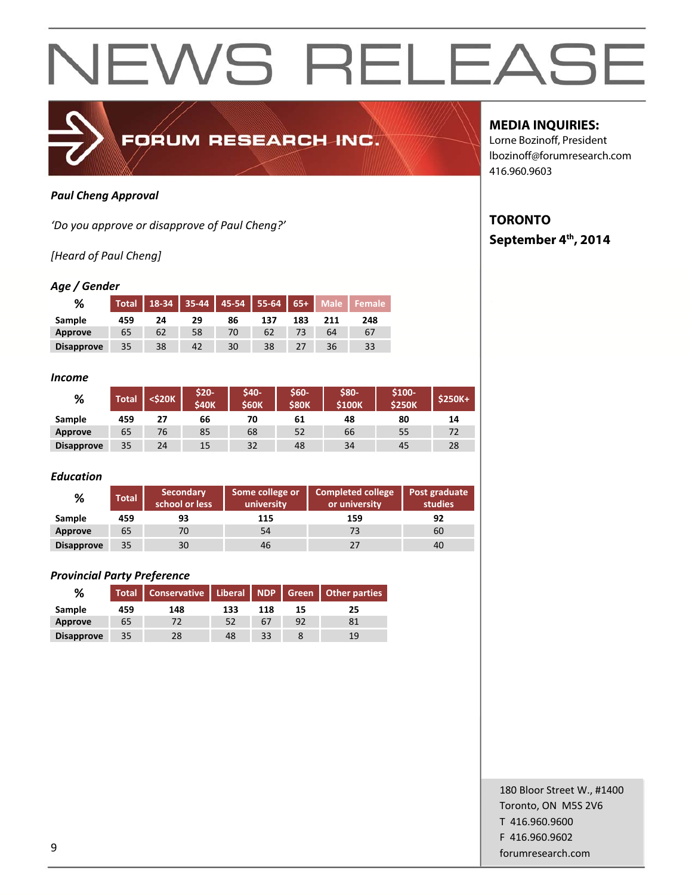# NEWS RELEASE

**FORUM RESEARCH INC.**

**MEDIA INQUIRIES:**
Lorne Bozinoff, President
lbozinoff@forumresearch.com
416.960.9603

**TORONTO**
**September 4th, 2014**

***Paul Cheng Approval***

*'Do you approve or disapprove of Paul Cheng?'*

*[Heard of Paul Cheng]*

***Age / Gender***

| % | Total | 18-34 | 35-44 | 45-54 | 55-64 | 65+ | Male | Female |
|---|---|---|---|---|---|---|---|---|
| **Sample** | **459** | **24** | **29** | **86** | **137** | **183** | **211** | **248** |
| **Approve** | 65 | 62 | 58 | 70 | 62 | 73 | 64 | 67 |
| **Disapprove** | 35 | 38 | 42 | 30 | 38 | 27 | 36 | 33 |

***Income***

| % | Total | <$20K | $20-$40K | $40-$60K | $60-$80K | $80-$100K | $100-$250K | $250K+ |
|---|---|---|---|---|---|---|---|---|
| **Sample** | **459** | **27** | **66** | **70** | **61** | **48** | **80** | **14** |
| **Approve** | 65 | 76 | 85 | 68 | 52 | 66 | 55 | 72 |
| **Disapprove** | 35 | 24 | 15 | 32 | 48 | 34 | 45 | 28 |

***Education***

| % | Total | Secondary school or less | Some college or university | Completed college or university | Post graduate studies |
|---|---|---|---|---|---|
| **Sample** | **459** | **93** | **115** | **159** | **92** |
| **Approve** | 65 | 70 | 54 | 73 | 60 |
| **Disapprove** | 35 | 30 | 46 | 27 | 40 |

***Provincial Party Preference***

| % | Total | Conservative | Liberal | NDP | Green | Other parties |
|---|---|---|---|---|---|---|
| **Sample** | **459** | **148** | **133** | **118** | **15** | **25** |
| **Approve** | 65 | 72 | 52 | 67 | 92 | 81 |
| **Disapprove** | 35 | 28 | 48 | 33 | 8 | 19 |

180 Bloor Street W., #1400
Toronto, ON M5S 2V6
T 416.960.9600
F 416.960.9602
forumresearch.com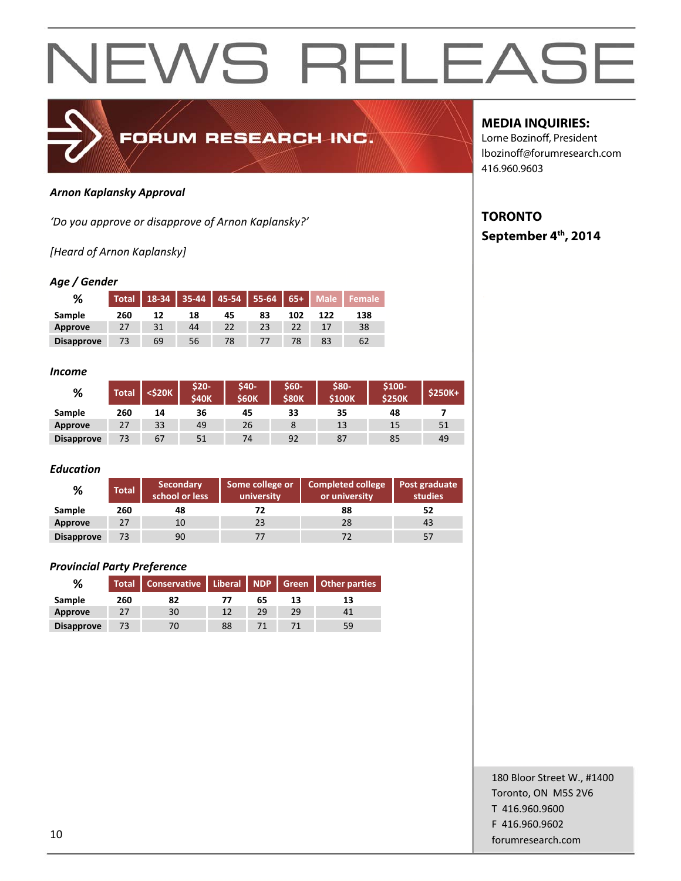# NEWS RELEASE

**FORUM RESEARCH INC.**

**MEDIA INQUIRIES:**
Lorne Bozinoff, President
lbozinoff@forumresearch.com
416.960.9603

**TORONTO**
**September 4th, 2014**

***Arnon Kaplansky Approval***

*'Do you approve or disapprove of Arnon Kaplansky?'*

*[Heard of Arnon Kaplansky]*

***Age / Gender***

| % | Total | 18-34 | 35-44 | 45-54 | 55-64 | 65+ | Male | Female |
|---|---|---|---|---|---|---|---|---|
| **Sample** | **260** | **12** | **18** | **45** | **83** | **102** | **122** | **138** |
| **Approve** | 27 | 31 | 44 | 22 | 23 | 22 | 17 | 38 |
| **Disapprove** | 73 | 69 | 56 | 78 | 77 | 78 | 83 | 62 |

***Income***

| % | Total | <$20K | $20-$40K | $40-$60K | $60-$80K | $80-$100K | $100-$250K | $250K+ |
|---|---|---|---|---|---|---|---|---|
| **Sample** | **260** | **14** | **36** | **45** | **33** | **35** | **48** | **7** |
| **Approve** | 27 | 33 | 49 | 26 | 8 | 13 | 15 | 51 |
| **Disapprove** | 73 | 67 | 51 | 74 | 92 | 87 | 85 | 49 |

***Education***

| % | Total | Secondary school or less | Some college or university | Completed college or university | Post graduate studies |
|---|---|---|---|---|---|
| **Sample** | **260** | **48** | **72** | **88** | **52** |
| **Approve** | 27 | 10 | 23 | 28 | 43 |
| **Disapprove** | 73 | 90 | 77 | 72 | 57 |

***Provincial Party Preference***

| % | Total | Conservative | Liberal | NDP | Green | Other parties |
|---|---|---|---|---|---|---|
| **Sample** | **260** | **82** | **77** | **65** | **13** | **13** |
| **Approve** | 27 | 30 | 12 | 29 | 29 | 41 |
| **Disapprove** | 73 | 70 | 88 | 71 | 71 | 59 |

180 Bloor Street W., #1400
Toronto, ON M5S 2V6
T 416.960.9600
F 416.960.9602
forumresearch.com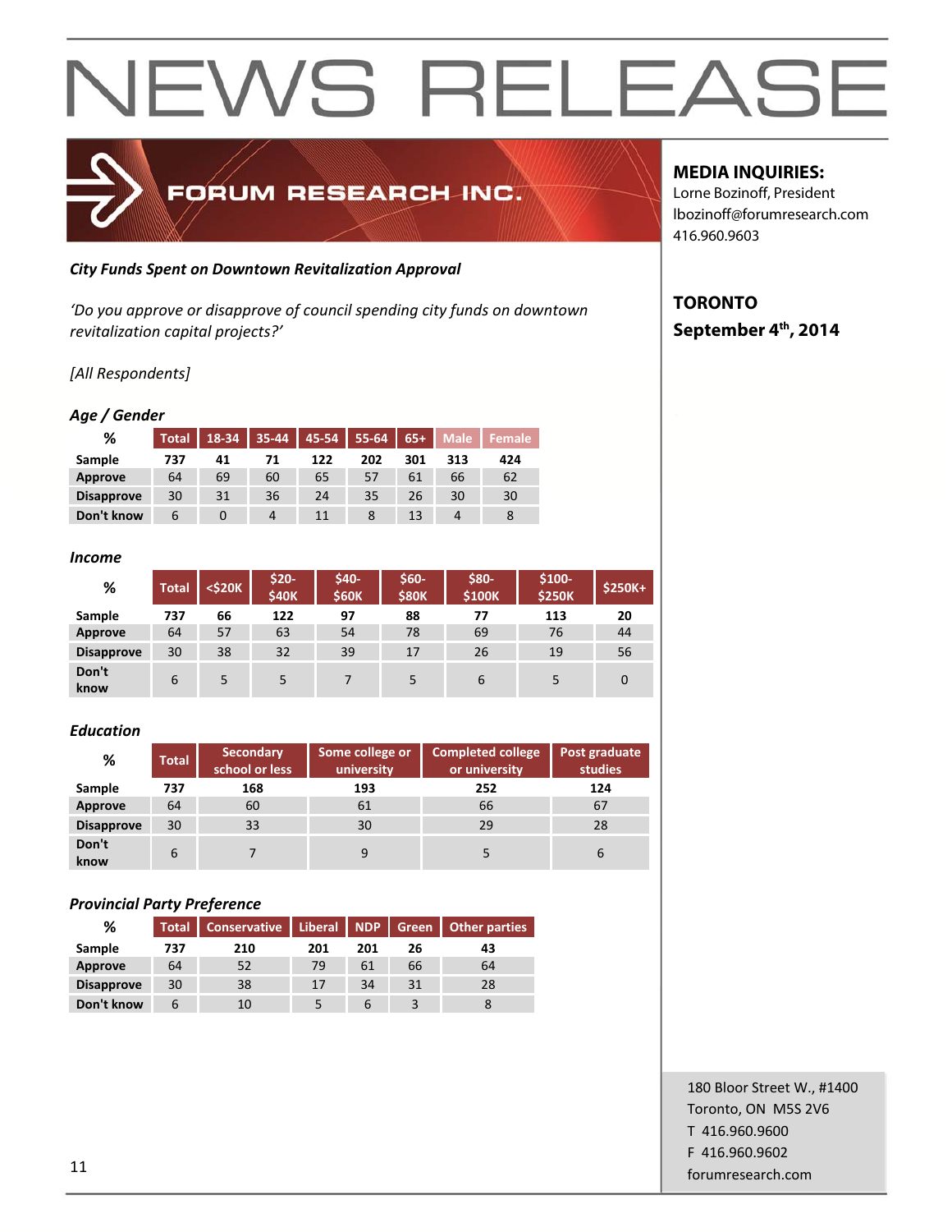# NEWS RELEASE

FORUM RESEARCH INC.

**MEDIA INQUIRIES:**
Lorne Bozinoff, President
lbozinoff@forumresearch.com
416.960.9603

**TORONTO**
**September 4th, 2014**

***City Funds Spent on Downtown Revitalization Approval***

*'Do you approve or disapprove of council spending city funds on downtown revitalization capital projects?'*

*[All Respondents]*

### *Age / Gender*

| % | Total | 18-34 | 35-44 | 45-54 | 55-64 | 65+ | Male | Female |
|---|---|---|---|---|---|---|---|---|
| **Sample** | 737 | 41 | 71 | 122 | 202 | 301 | 313 | 424 |
| **Approve** | 64 | 69 | 60 | 65 | 57 | 61 | 66 | 62 |
| **Disapprove** | 30 | 31 | 36 | 24 | 35 | 26 | 30 | 30 |
| **Don't know** | 6 | 0 | 4 | 11 | 8 | 13 | 4 | 8 |

### *Income*

| % | Total | <$20K | $20-$40K | $40-$60K | $60-$80K | $80-$100K | $100-$250K | $250K+ |
|---|---|---|---|---|---|---|---|---|
| **Sample** | 737 | 66 | 122 | 97 | 88 | 77 | 113 | 20 |
| **Approve** | 64 | 57 | 63 | 54 | 78 | 69 | 76 | 44 |
| **Disapprove** | 30 | 38 | 32 | 39 | 17 | 26 | 19 | 56 |
| **Don't know** | 6 | 5 | 5 | 7 | 5 | 6 | 5 | 0 |

### *Education*

| % | Total | Secondary school or less | Some college or university | Completed college or university | Post graduate studies |
|---|---|---|---|---|---|
| **Sample** | 737 | 168 | 193 | 252 | 124 |
| **Approve** | 64 | 60 | 61 | 66 | 67 |
| **Disapprove** | 30 | 33 | 30 | 29 | 28 |
| **Don't know** | 6 | 7 | 9 | 5 | 6 |

### *Provincial Party Preference*

| % | Total | Conservative | Liberal | NDP | Green | Other parties |
|---|---|---|---|---|---|---|
| **Sample** | 737 | 210 | 201 | 201 | 26 | 43 |
| **Approve** | 64 | 52 | 79 | 61 | 66 | 64 |
| **Disapprove** | 30 | 38 | 17 | 34 | 31 | 28 |
| **Don't know** | 6 | 10 | 5 | 6 | 3 | 8 |

180 Bloor Street W., #1400
Toronto, ON M5S 2V6
T 416.960.9600
F 416.960.9602
forumresearch.com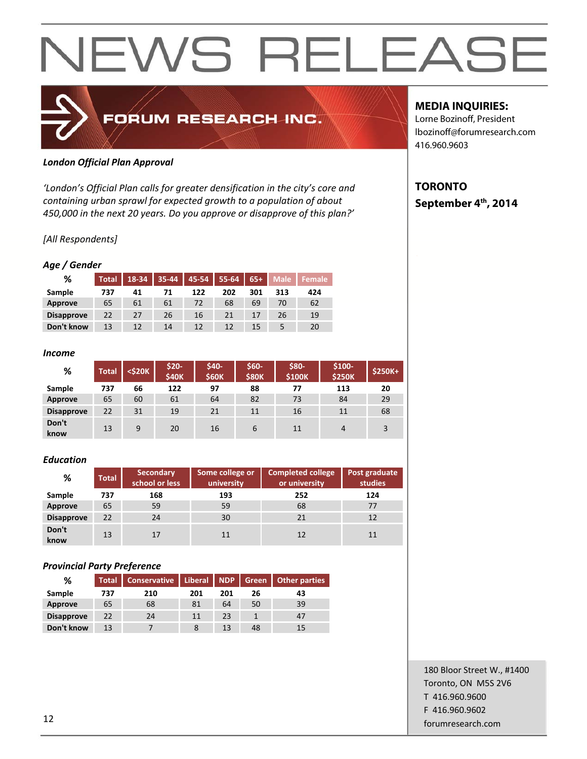# NEWS RELEASE

**FORUM RESEARCH INC.**

**MEDIA INQUIRIES:**
Lorne Bozinoff, President
lbozinoff@forumresearch.com
416.960.9603

**TORONTO**
**September 4th, 2014**

***London Official Plan Approval***

*'London's Official Plan calls for greater densification in the city's core and containing urban sprawl for expected growth to a population of about 450,000 in the next 20 years. Do you approve or disapprove of this plan?'*

*[All Respondents]*

***Age / Gender***

| % | Total | 18-34 | 35-44 | 45-54 | 55-64 | 65+ | Male | Female |
|---|---|---|---|---|---|---|---|---|
| **Sample** | **737** | **41** | **71** | **122** | **202** | **301** | **313** | **424** |
| **Approve** | 65 | 61 | 61 | 72 | 68 | 69 | 70 | 62 |
| **Disapprove** | 22 | 27 | 26 | 16 | 21 | 17 | 26 | 19 |
| **Don't know** | 13 | 12 | 14 | 12 | 12 | 15 | 5 | 20 |

***Income***

| % | Total | <$20K | $20-$40K | $40-$60K | $60-$80K | $80-$100K | $100-$250K | $250K+ |
|---|---|---|---|---|---|---|---|---|
| **Sample** | **737** | **66** | **122** | **97** | **88** | **77** | **113** | **20** |
| **Approve** | 65 | 60 | 61 | 64 | 82 | 73 | 84 | 29 |
| **Disapprove** | 22 | 31 | 19 | 21 | 11 | 16 | 11 | 68 |
| **Don't know** | 13 | 9 | 20 | 16 | 6 | 11 | 4 | 3 |

***Education***

| % | Total | Secondary school or less | Some college or university | Completed college or university | Post graduate studies |
|---|---|---|---|---|---|
| **Sample** | **737** | **168** | **193** | **252** | **124** |
| **Approve** | 65 | 59 | 59 | 68 | 77 |
| **Disapprove** | 22 | 24 | 30 | 21 | 12 |
| **Don't know** | 13 | 17 | 11 | 12 | 11 |

***Provincial Party Preference***

| % | Total | Conservative | Liberal | NDP | Green | Other parties |
|---|---|---|---|---|---|---|
| **Sample** | **737** | **210** | **201** | **201** | **26** | **43** |
| **Approve** | 65 | 68 | 81 | 64 | 50 | 39 |
| **Disapprove** | 22 | 24 | 11 | 23 | 1 | 47 |
| **Don't know** | 13 | 7 | 8 | 13 | 48 | 15 |

180 Bloor Street W., #1400
Toronto, ON M5S 2V6
T 416.960.9600
F 416.960.9602
forumresearch.com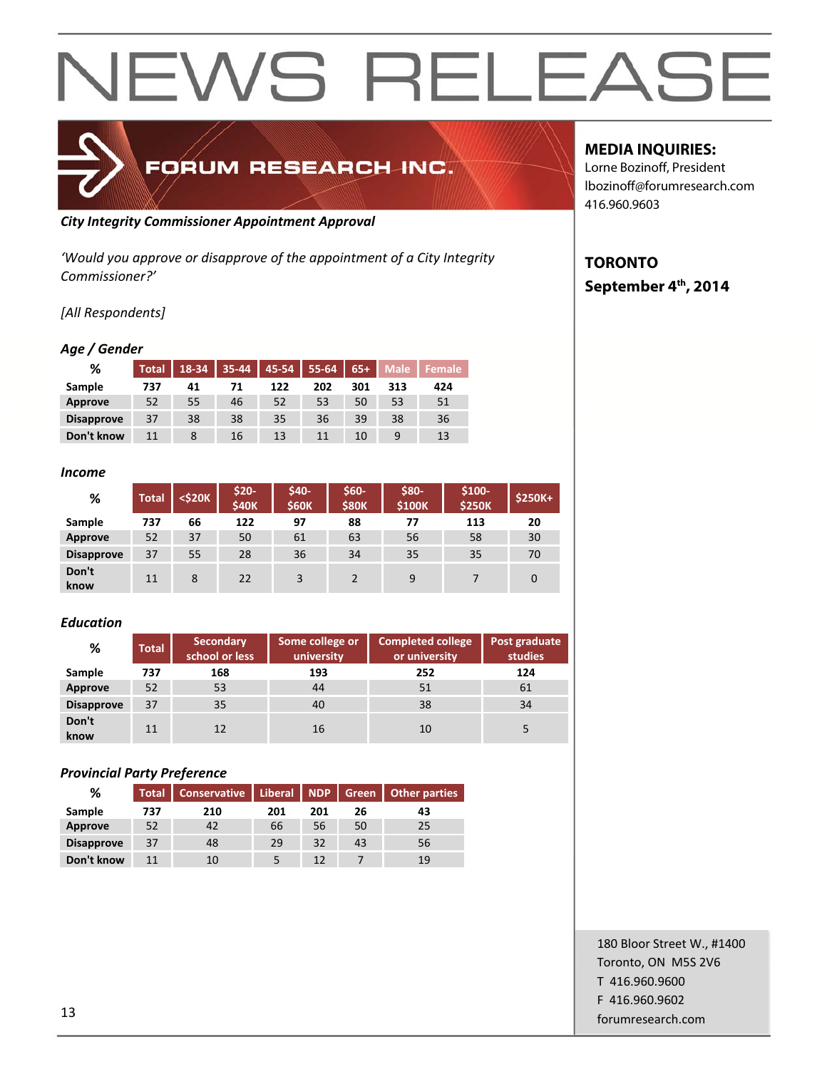# NEWS RELEASE

FORUM RESEARCH INC.

**MEDIA INQUIRIES:**
Lorne Bozinoff, President
lbozinoff@forumresearch.com
416.960.9603

**TORONTO**
**September 4th, 2014**

***City Integrity Commissioner Appointment Approval***

*'Would you approve or disapprove of the appointment of a City Integrity Commissioner?'*

*[All Respondents]*

***Age / Gender***

| % | Total | 18-34 | 35-44 | 45-54 | 55-64 | 65+ | Male | Female |
|---|---|---|---|---|---|---|---|---|
| **Sample** | **737** | **41** | **71** | **122** | **202** | **301** | **313** | **424** |
| **Approve** | 52 | 55 | 46 | 52 | 53 | 50 | 53 | 51 |
| **Disapprove** | 37 | 38 | 38 | 35 | 36 | 39 | 38 | 36 |
| **Don't know** | 11 | 8 | 16 | 13 | 11 | 10 | 9 | 13 |

***Income***

| % | Total | <$20K | $20-$40K | $40-$60K | $60-$80K | $80-$100K | $100-$250K | $250K+ |
|---|---|---|---|---|---|---|---|---|
| **Sample** | **737** | **66** | **122** | **97** | **88** | **77** | **113** | **20** |
| **Approve** | 52 | 37 | 50 | 61 | 63 | 56 | 58 | 30 |
| **Disapprove** | 37 | 55 | 28 | 36 | 34 | 35 | 35 | 70 |
| **Don't know** | 11 | 8 | 22 | 3 | 2 | 9 | 7 | 0 |

***Education***

| % | Total | Secondary school or less | Some college or university | Completed college or university | Post graduate studies |
|---|---|---|---|---|---|
| **Sample** | **737** | **168** | **193** | **252** | **124** |
| **Approve** | 52 | 53 | 44 | 51 | 61 |
| **Disapprove** | 37 | 35 | 40 | 38 | 34 |
| **Don't know** | 11 | 12 | 16 | 10 | 5 |

***Provincial Party Preference***

| % | Total | Conservative | Liberal | NDP | Green | Other parties |
|---|---|---|---|---|---|---|
| **Sample** | **737** | **210** | **201** | **201** | **26** | **43** |
| **Approve** | 52 | 42 | 66 | 56 | 50 | 25 |
| **Disapprove** | 37 | 48 | 29 | 32 | 43 | 56 |
| **Don't know** | 11 | 10 | 5 | 12 | 7 | 19 |

180 Bloor Street W., #1400
Toronto, ON M5S 2V6
T 416.960.9600
F 416.960.9602
forumresearch.com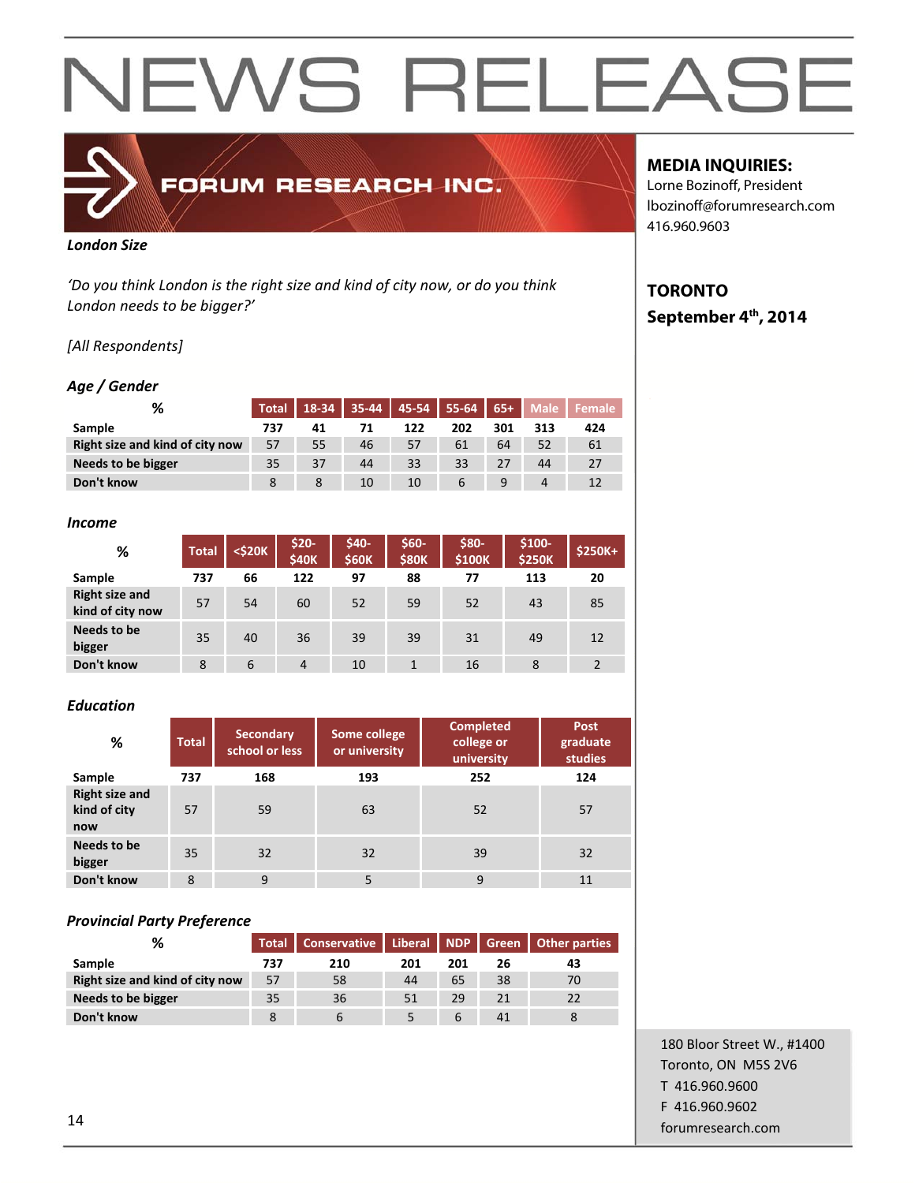# NEWS RELEASE

FORUM RESEARCH INC.

**MEDIA INQUIRIES:**
Lorne Bozinoff, President
lbozinoff@forumresearch.com
416.960.9603

**TORONTO**
**September 4th, 2014**

***London Size***

*'Do you think London is the right size and kind of city now, or do you think London needs to be bigger?'*

*[All Respondents]*

***Age / Gender***

| % | Total | 18-34 | 35-44 | 45-54 | 55-64 | 65+ | Male | Female |
|---|---|---|---|---|---|---|---|---|
| **Sample** | 737 | 41 | 71 | 122 | 202 | 301 | 313 | 424 |
| **Right size and kind of city now** | 57 | 55 | 46 | 57 | 61 | 64 | 52 | 61 |
| **Needs to be bigger** | 35 | 37 | 44 | 33 | 33 | 27 | 44 | 27 |
| **Don't know** | 8 | 8 | 10 | 10 | 6 | 9 | 4 | 12 |

***Income***

| % | Total | <$20K | $20-$40K | $40-$60K | $60-$80K | $80-$100K | $100-$250K | $250K+ |
|---|---|---|---|---|---|---|---|---|
| **Sample** | 737 | 66 | 122 | 97 | 88 | 77 | 113 | 20 |
| **Right size and kind of city now** | 57 | 54 | 60 | 52 | 59 | 52 | 43 | 85 |
| **Needs to be bigger** | 35 | 40 | 36 | 39 | 39 | 31 | 49 | 12 |
| **Don't know** | 8 | 6 | 4 | 10 | 1 | 16 | 8 | 2 |

***Education***

| % | Total | Secondary school or less | Some college or university | Completed college or university | Post graduate studies |
|---|---|---|---|---|---|
| **Sample** | 737 | 168 | 193 | 252 | 124 |
| **Right size and kind of city now** | 57 | 59 | 63 | 52 | 57 |
| **Needs to be bigger** | 35 | 32 | 32 | 39 | 32 |
| **Don't know** | 8 | 9 | 5 | 9 | 11 |

***Provincial Party Preference***

| % | Total | Conservative | Liberal | NDP | Green | Other parties |
|---|---|---|---|---|---|---|
| **Sample** | 737 | 210 | 201 | 201 | 26 | 43 |
| **Right size and kind of city now** | 57 | 58 | 44 | 65 | 38 | 70 |
| **Needs to be bigger** | 35 | 36 | 51 | 29 | 21 | 22 |
| **Don't know** | 8 | 6 | 5 | 6 | 41 | 8 |

180 Bloor Street W., #1400
Toronto, ON M5S 2V6
T 416.960.9600
F 416.960.9602
forumresearch.com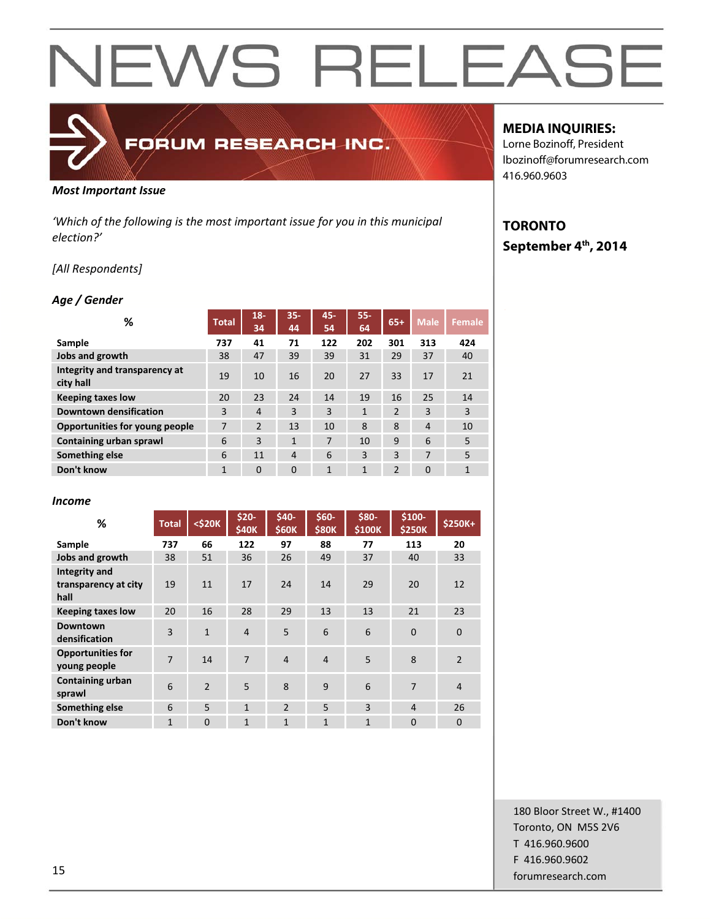# NEWS RELEASE

**FORUM RESEARCH INC.**

**MEDIA INQUIRIES:**
Lorne Bozinoff, President
lbozinoff@forumresearch.com
416.960.9603

**TORONTO**
**September 4th, 2014**

***Most Important Issue***

*'Which of the following is the most important issue for you in this municipal election?'*

*[All Respondents]*

***Age / Gender***

| % | Total | 18-34 | 35-44 | 45-54 | 55-64 | 65+ | Male | Female |
|---|---|---|---|---|---|---|---|---|
| **Sample** | **737** | **41** | **71** | **122** | **202** | **301** | **313** | **424** |
| **Jobs and growth** | 38 | 47 | 39 | 39 | 31 | 29 | 37 | 40 |
| **Integrity and transparency at city hall** | 19 | 10 | 16 | 20 | 27 | 33 | 17 | 21 |
| **Keeping taxes low** | 20 | 23 | 24 | 14 | 19 | 16 | 25 | 14 |
| **Downtown densification** | 3 | 4 | 3 | 3 | 1 | 2 | 3 | 3 |
| **Opportunities for young people** | 7 | 2 | 13 | 10 | 8 | 8 | 4 | 10 |
| **Containing urban sprawl** | 6 | 3 | 1 | 7 | 10 | 9 | 6 | 5 |
| **Something else** | 6 | 11 | 4 | 6 | 3 | 3 | 7 | 5 |
| **Don't know** | 1 | 0 | 0 | 1 | 1 | 2 | 0 | 1 |

***Income***

| % | Total | <$20K | $20-$40K | $40-$60K | $60-$80K | $80-$100K | $100-$250K | $250K+ |
|---|---|---|---|---|---|---|---|---|
| **Sample** | **737** | **66** | **122** | **97** | **88** | **77** | **113** | **20** |
| **Jobs and growth** | 38 | 51 | 36 | 26 | 49 | 37 | 40 | 33 |
| **Integrity and transparency at city hall** | 19 | 11 | 17 | 24 | 14 | 29 | 20 | 12 |
| **Keeping taxes low** | 20 | 16 | 28 | 29 | 13 | 13 | 21 | 23 |
| **Downtown densification** | 3 | 1 | 4 | 5 | 6 | 6 | 0 | 0 |
| **Opportunities for young people** | 7 | 14 | 7 | 4 | 4 | 5 | 8 | 2 |
| **Containing urban sprawl** | 6 | 2 | 5 | 8 | 9 | 6 | 7 | 4 |
| **Something else** | 6 | 5 | 1 | 2 | 5 | 3 | 4 | 26 |
| **Don't know** | 1 | 0 | 1 | 1 | 1 | 1 | 0 | 0 |

180 Bloor Street W., #1400
Toronto, ON M5S 2V6
T 416.960.9600
F 416.960.9602
forumresearch.com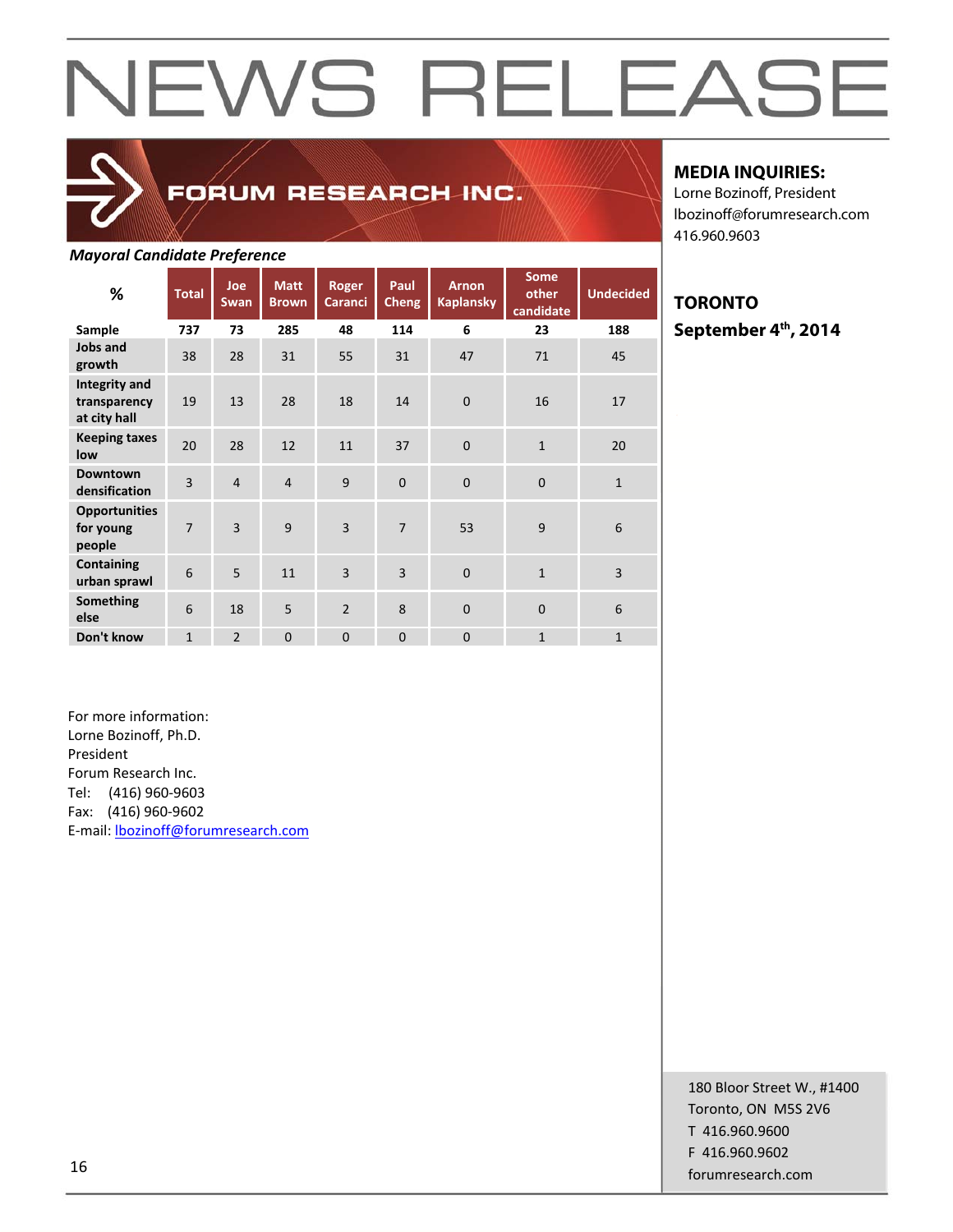# NEWS RELEASE

FORUM RESEARCH INC.

**MEDIA INQUIRIES:**
Lorne Bozinoff, President
lbozinoff@forumresearch.com
416.960.9603

**TORONTO**
**September 4th, 2014**

***Mayoral Candidate Preference***

| % | Total | Joe Swan | Matt Brown | Roger Caranci | Paul Cheng | Arnon Kaplansky | Some other candidate | Undecided |
|---|---|---|---|---|---|---|---|---|
| **Sample** | **737** | **73** | **285** | **48** | **114** | **6** | **23** | **188** |
| **Jobs and growth** | 38 | 28 | 31 | 55 | 31 | 47 | 71 | 45 |
| **Integrity and transparency at city hall** | 19 | 13 | 28 | 18 | 14 | 0 | 16 | 17 |
| **Keeping taxes low** | 20 | 28 | 12 | 11 | 37 | 0 | 1 | 20 |
| **Downtown densification** | 3 | 4 | 4 | 9 | 0 | 0 | 0 | 1 |
| **Opportunities for young people** | 7 | 3 | 9 | 3 | 7 | 53 | 9 | 6 |
| **Containing urban sprawl** | 6 | 5 | 11 | 3 | 3 | 0 | 1 | 3 |
| **Something else** | 6 | 18 | 5 | 2 | 8 | 0 | 0 | 6 |
| **Don't know** | 1 | 2 | 0 | 0 | 0 | 0 | 1 | 1 |

For more information:
Lorne Bozinoff, Ph.D.
President
Forum Research Inc.
Tel: (416) 960-9603
Fax: (416) 960-9602
E-mail: lbozinoff@forumresearch.com

180 Bloor Street W., #1400
Toronto, ON M5S 2V6
T 416.960.9600
F 416.960.9602
forumresearch.com